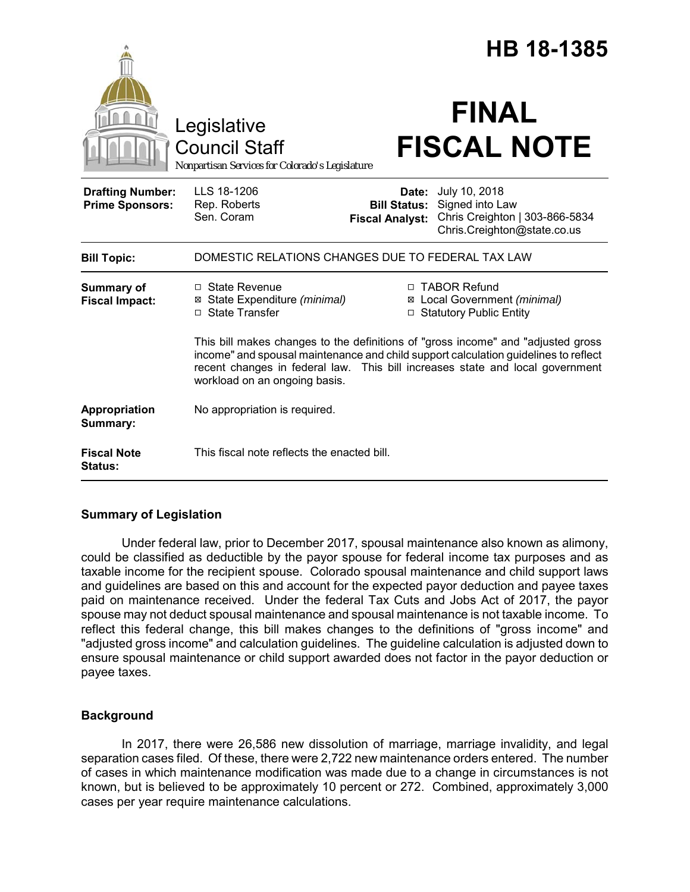# HB 18-1385

Legislative Council Staff

*Nonpartisan Services for Colorado's Legislature*

# FINAL FISCAL NOTE

| | | | |
|---|---|---|---|
| **Drafting Number:** | LLS 18-1206 | **Date:** | July 10, 2018 |
| **Prime Sponsors:** | Rep. Roberts<br>Sen. Coram | **Bill Status:** | Signed into Law |
| | | **Fiscal Analyst:** | Chris Creighton \| 303-866-5834<br>Chris.Creighton@state.co.us |

| | |
|---|---|
| **Bill Topic:** | DOMESTIC RELATIONS CHANGES DUE TO FEDERAL TAX LAW |
| **Summary of Fiscal Impact:** | ☐ State Revenue<br>☒ State Expenditure *(minimal)*<br>☐ State Transfer<br>☐ TABOR Refund<br>☒ Local Government *(minimal)*<br>☐ Statutory Public Entity<br><br>This bill makes changes to the definitions of "gross income" and "adjusted gross income" and spousal maintenance and child support calculation guidelines to reflect recent changes in federal law. This bill increases state and local government workload on an ongoing basis. |
| **Appropriation Summary:** | No appropriation is required. |
| **Fiscal Note Status:** | This fiscal note reflects the enacted bill. |

## Summary of Legislation

Under federal law, prior to December 2017, spousal maintenance also known as alimony, could be classified as deductible by the payor spouse for federal income tax purposes and as taxable income for the recipient spouse. Colorado spousal maintenance and child support laws and guidelines are based on this and account for the expected payor deduction and payee taxes paid on maintenance received. Under the federal Tax Cuts and Jobs Act of 2017, the payor spouse may not deduct spousal maintenance and spousal maintenance is not taxable income. To reflect this federal change, this bill makes changes to the definitions of "gross income" and "adjusted gross income" and calculation guidelines. The guideline calculation is adjusted down to ensure spousal maintenance or child support awarded does not factor in the payor deduction or payee taxes.

## Background

In 2017, there were 26,586 new dissolution of marriage, marriage invalidity, and legal separation cases filed. Of these, there were 2,722 new maintenance orders entered. The number of cases in which maintenance modification was made due to a change in circumstances is not known, but is believed to be approximately 10 percent or 272. Combined, approximately 3,000 cases per year require maintenance calculations.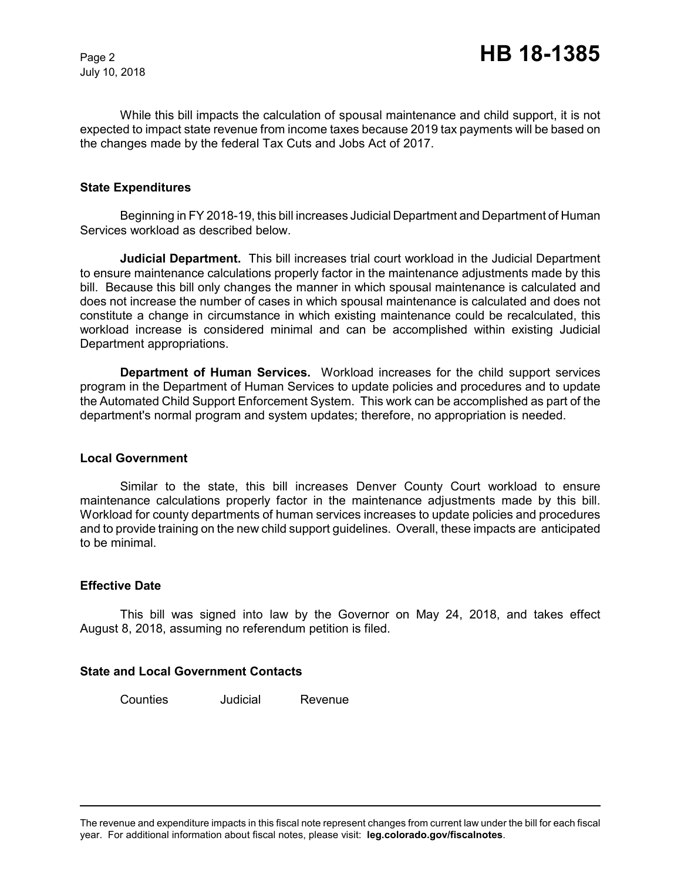While this bill impacts the calculation of spousal maintenance and child support, it is not expected to impact state revenue from income taxes because 2019 tax payments will be based on the changes made by the federal Tax Cuts and Jobs Act of 2017.

## State Expenditures

Beginning in FY 2018-19, this bill increases Judicial Department and Department of Human Services workload as described below.

**Judicial Department.** This bill increases trial court workload in the Judicial Department to ensure maintenance calculations properly factor in the maintenance adjustments made by this bill. Because this bill only changes the manner in which spousal maintenance is calculated and does not increase the number of cases in which spousal maintenance is calculated and does not constitute a change in circumstance in which existing maintenance could be recalculated, this workload increase is considered minimal and can be accomplished within existing Judicial Department appropriations.

**Department of Human Services.** Workload increases for the child support services program in the Department of Human Services to update policies and procedures and to update the Automated Child Support Enforcement System. This work can be accomplished as part of the department's normal program and system updates; therefore, no appropriation is needed.

## Local Government

Similar to the state, this bill increases Denver County Court workload to ensure maintenance calculations properly factor in the maintenance adjustments made by this bill. Workload for county departments of human services increases to update policies and procedures and to provide training on the new child support guidelines. Overall, these impacts are anticipated to be minimal.

## Effective Date

This bill was signed into law by the Governor on May 24, 2018, and takes effect August 8, 2018, assuming no referendum petition is filed.

## State and Local Government Contacts

Counties Judicial Revenue

The revenue and expenditure impacts in this fiscal note represent changes from current law under the bill for each fiscal year. For additional information about fiscal notes, please visit: **leg.colorado.gov/fiscalnotes**.